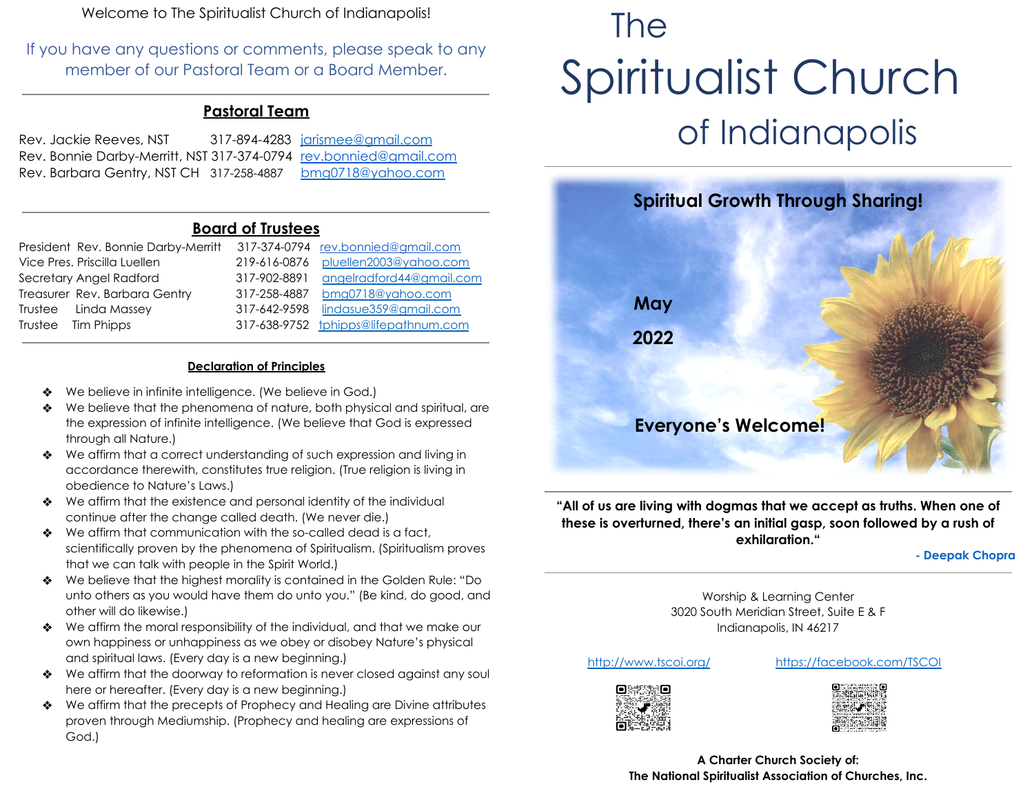Welcome to The Spiritualist Church of Indianapolis!

If you have any questions or comments, please speak to any member of our Pastoral Team or a Board Member.

## Pastoral Team

| | | |
|---|---|---|
| Rev. Jackie Reeves, NST | 317-894-4283 | jarismee@gmail.com |
| Rev. Bonnie Darby-Merritt, NST | 317-374-0794 | rev.bonnied@gmail.com |
| Rev. Barbara Gentry, NST CH | 317-258-4887 | bmg0718@yahoo.com |

## Board of Trustees

| | | | |
|---|---|---|---|
| President | Rev. Bonnie Darby-Merritt | 317-374-0794 | rev.bonnied@gmail.com |
| Vice Pres. | Priscilla Luellen | 219-616-0876 | pluellen2003@yahoo.com |
| Secretary | Angel Radford | 317-902-8891 | angelradford44@gmail.com |
| Treasurer | Rev. Barbara Gentry | 317-258-4887 | bmg0718@yahoo.com |
| Trustee | Linda Massey | 317-642-9598 | lindasue359@gmail.com |
| Trustee | Tim Phipps | 317-638-9752 | tphipps@lifepathnum.com |

### Declaration of Principles

- We believe in infinite intelligence. (We believe in God.)
- We believe that the phenomena of nature, both physical and spiritual, are the expression of infinite intelligence. (We believe that God is expressed through all Nature.)
- We affirm that a correct understanding of such expression and living in accordance therewith, constitutes true religion. (True religion is living in obedience to Nature's Laws.)
- We affirm that the existence and personal identity of the individual continue after the change called death. (We never die.)
- We affirm that communication with the so-called dead is a fact, scientifically proven by the phenomena of Spiritualism. (Spiritualism proves that we can talk with people in the Spirit World.)
- We believe that the highest morality is contained in the Golden Rule: "Do unto others as you would have them do unto you." (Be kind, do good, and other will do likewise.)
- We affirm the moral responsibility of the individual, and that we make our own happiness or unhappiness as we obey or disobey Nature's physical and spiritual laws. (Every day is a new beginning.)
- We affirm that the doorway to reformation is never closed against any soul here or hereafter. (Every day is a new beginning.)
- We affirm that the precepts of Prophecy and Healing are Divine attributes proven through Mediumship. (Prophecy and healing are expressions of God.)

# The Spiritualist Church of Indianapolis

**Spiritual Growth Through Sharing!**

**May**

**2022**

**Everyone's Welcome!**

**"All of us are living with dogmas that we accept as truths. When one of these is overturned, there's an initial gasp, soon followed by a rush of exhilaration."**

**- Deepak Chopra**

Worship & Learning Center
3020 South Meridian Street, Suite E & F
Indianapolis, IN 46217

http://www.tscoi.org/    https://facebook.com/TSCOI

**A Charter Church Society of:**
**The National Spiritualist Association of Churches, Inc.**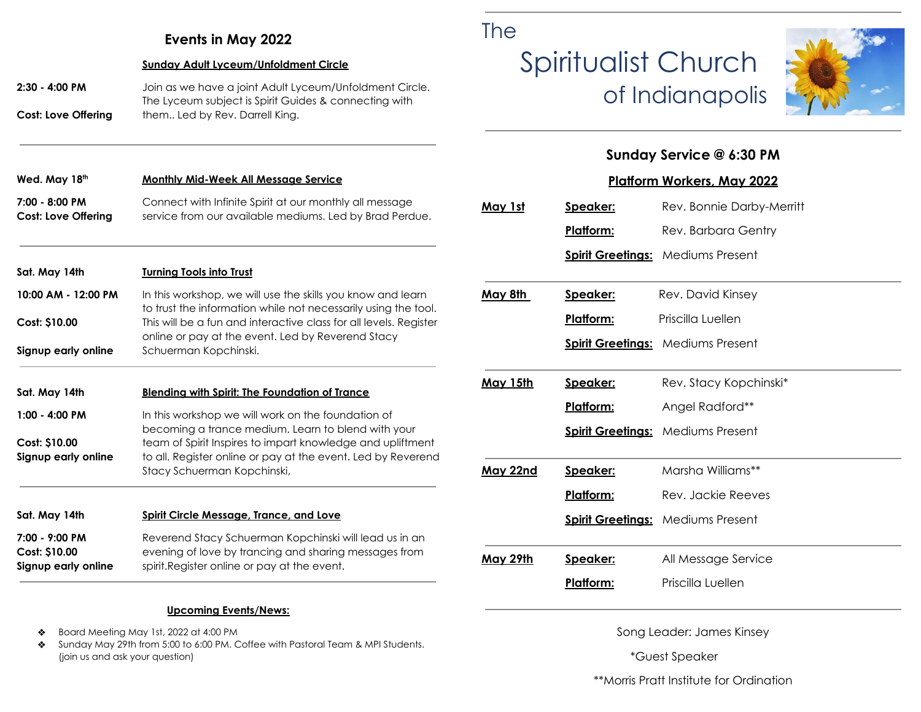# Events in May 2022

**Sunday Adult Lyceum/Unfoldment Circle**

**2:30 - 4:00 PM**

**Cost: Love Offering**

Join as we have a joint Adult Lyceum/Unfoldment Circle. The Lyceum subject is Spirit Guides & connecting with them.. Led by Rev. Darrell King.

---

**Wed. May 18th** — **Monthly Mid-Week All Message Service**

**7:00 - 8:00 PM**
**Cost: Love Offering**

Connect with Infinite Spirit at our monthly all message service from our available mediums. Led by Brad Perdue.

---

**Sat. May 14th** — **Turning Tools into Trust**

**10:00 AM - 12:00 PM**

**Cost: $10.00**

**Signup early online**

In this workshop, we will use the skills you know and learn to trust the information while not necessarily using the tool. This will be a fun and interactive class for all levels. Register online or pay at the event. Led by Reverend Stacy Schuerman Kopchinski.

---

**Sat. May 14th** — **Blending with Spirit: The Foundation of Trance**

**1:00 - 4:00 PM**

**Cost: $10.00**
**Signup early online**

In this workshop we will work on the foundation of becoming a trance medium. Learn to blend with your team of Spirit Inspires to impart knowledge and upliftment to all. Register online or pay at the event. Led by Reverend Stacy Schuerman Kopchinski,

---

**Sat. May 14th** — **Spirit Circle Message, Trance, and Love**

**7:00 - 9:00 PM**
**Cost: $10.00**
**Signup early online**

Reverend Stacy Schuerman Kopchinski will lead us in an evening of love by trancing and sharing messages from spirit.Register online or pay at the event.

---

**Upcoming Events/News:**

- Board Meeting May 1st, 2022 at 4:00 PM
- Sunday May 29th from 5:00 to 6:00 PM. Coffee with Pastoral Team & MPI Students. (join us and ask your question)

# The Spiritualist Church of Indianapolis

## Sunday Service @ 6:30 PM

**Platform Workers, May 2022**

| | | |
|---|---|---|
| **May 1st** | **Speaker:** | Rev. Bonnie Darby-Merritt |
| | **Platform:** | Rev. Barbara Gentry |
| | **Spirit Greetings:** | Mediums Present |
| **May 8th** | **Speaker:** | Rev. David Kinsey |
| | **Platform:** | Priscilla Luellen |
| | **Spirit Greetings:** | Mediums Present |
| **May 15th** | **Speaker:** | Rev. Stacy Kopchinski* |
| | **Platform:** | Angel Radford** |
| | **Spirit Greetings:** | Mediums Present |
| **May 22nd** | **Speaker:** | Marsha Williams** |
| | **Platform:** | Rev. Jackie Reeves |
| | **Spirit Greetings:** | Mediums Present |
| **May 29th** | **Speaker:** | All Message Service |
| | **Platform:** | Priscilla Luellen |

Song Leader: James Kinsey

*Guest Speaker

**Morris Pratt Institute for Ordination